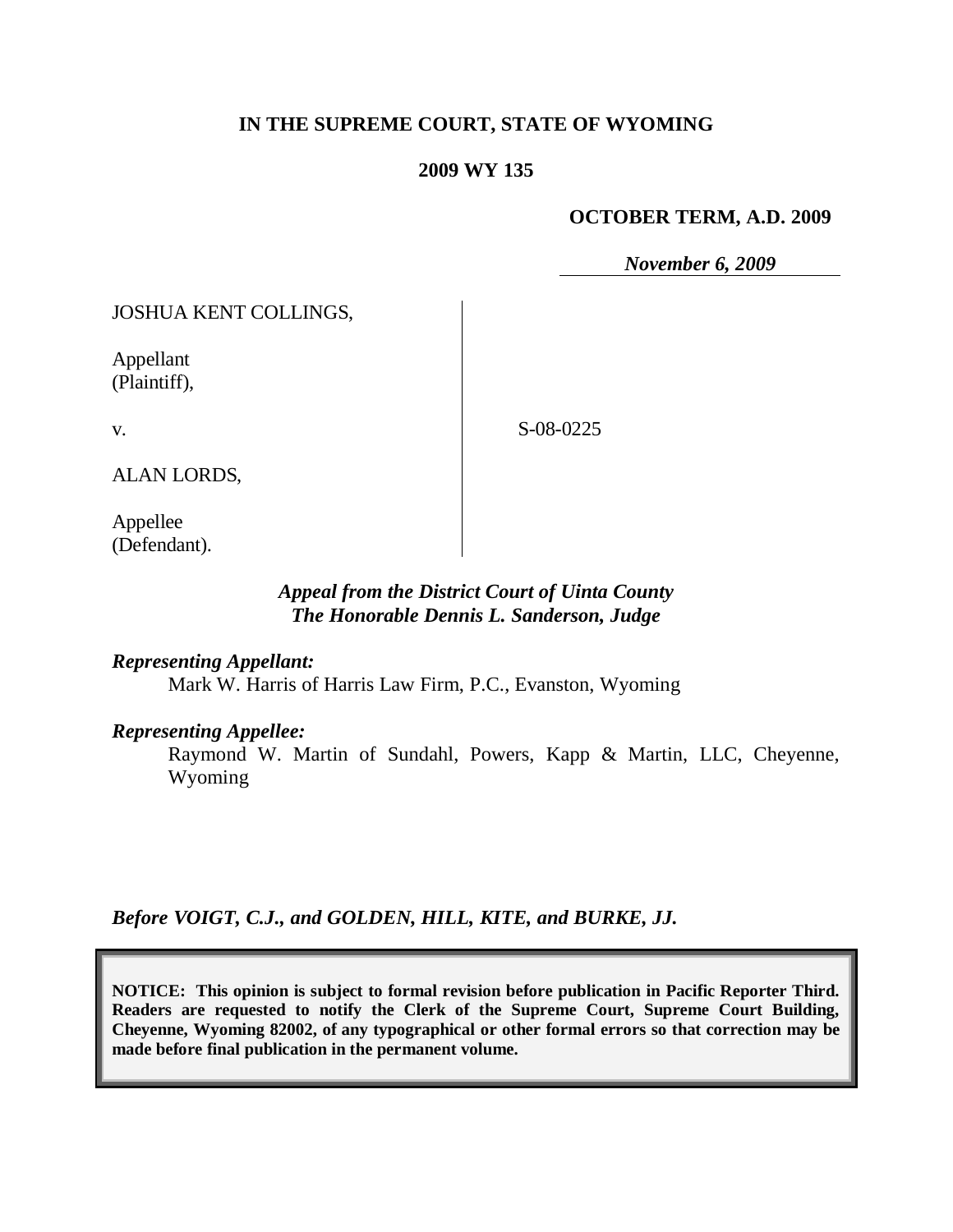**IN THE SUPREME COURT, STATE OF WYOMING**

**2009 WY 135**

**OCTOBER TERM, A.D. 2009**

*November 6, 2009*

JOSHUA KENT COLLINGS,

Appellant
(Plaintiff),

v.

ALAN LORDS,

Appellee
(Defendant).

S-08-0225

*Appeal from the District Court of Uinta County*
*The Honorable Dennis L. Sanderson, Judge*

***Representing Appellant:***

Mark W. Harris of Harris Law Firm, P.C., Evanston, Wyoming

***Representing Appellee:***

Raymond W. Martin of Sundahl, Powers, Kapp & Martin, LLC, Cheyenne, Wyoming

***Before VOIGT, C.J., and GOLDEN, HILL, KITE, and BURKE, JJ.***

**NOTICE: This opinion is subject to formal revision before publication in Pacific Reporter Third. Readers are requested to notify the Clerk of the Supreme Court, Supreme Court Building, Cheyenne, Wyoming 82002, of any typographical or other formal errors so that correction may be made before final publication in the permanent volume.**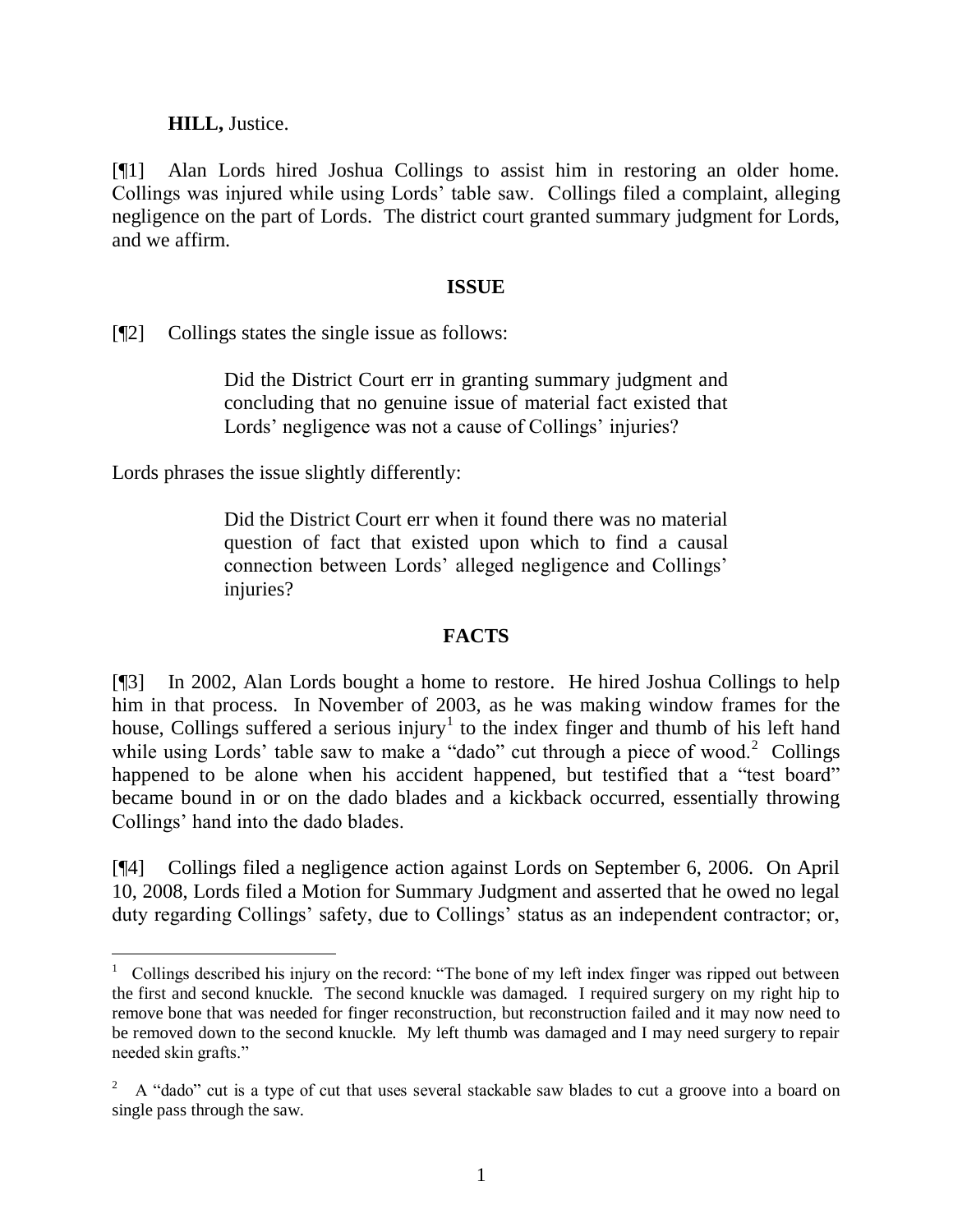**HILL,** Justice.

[¶1] Alan Lords hired Joshua Collings to assist him in restoring an older home. Collings was injured while using Lords' table saw. Collings filed a complaint, alleging negligence on the part of Lords. The district court granted summary judgment for Lords, and we affirm.

## ISSUE

[¶2] Collings states the single issue as follows:

> Did the District Court err in granting summary judgment and concluding that no genuine issue of material fact existed that Lords' negligence was not a cause of Collings' injuries?

Lords phrases the issue slightly differently:

> Did the District Court err when it found there was no material question of fact that existed upon which to find a causal connection between Lords' alleged negligence and Collings' injuries?

## FACTS

[¶3] In 2002, Alan Lords bought a home to restore. He hired Joshua Collings to help him in that process. In November of 2003, as he was making window frames for the house, Collings suffered a serious injury[1] to the index finger and thumb of his left hand while using Lords' table saw to make a "dado" cut through a piece of wood.[2] Collings happened to be alone when his accident happened, but testified that a "test board" became bound in or on the dado blades and a kickback occurred, essentially throwing Collings' hand into the dado blades.

[¶4] Collings filed a negligence action against Lords on September 6, 2006. On April 10, 2008, Lords filed a Motion for Summary Judgment and asserted that he owed no legal duty regarding Collings' safety, due to Collings' status as an independent contractor; or,

---

[1] Collings described his injury on the record: "The bone of my left index finger was ripped out between the first and second knuckle. The second knuckle was damaged. I required surgery on my right hip to remove bone that was needed for finger reconstruction, but reconstruction failed and it may now need to be removed down to the second knuckle. My left thumb was damaged and I may need surgery to repair needed skin grafts."

[2] A "dado" cut is a type of cut that uses several stackable saw blades to cut a groove into a board on single pass through the saw.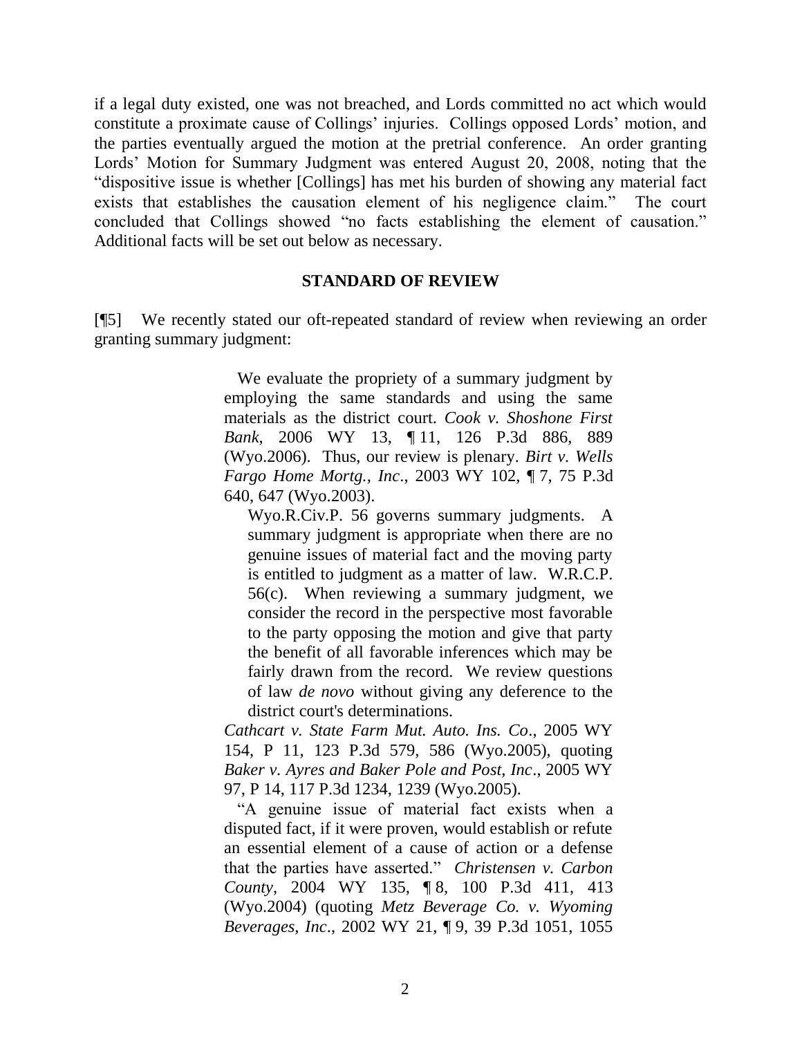if a legal duty existed, one was not breached, and Lords committed no act which would constitute a proximate cause of Collings' injuries. Collings opposed Lords' motion, and the parties eventually argued the motion at the pretrial conference. An order granting Lords' Motion for Summary Judgment was entered August 20, 2008, noting that the "dispositive issue is whether [Collings] has met his burden of showing any material fact exists that establishes the causation element of his negligence claim." The court concluded that Collings showed "no facts establishing the element of causation." Additional facts will be set out below as necessary.

## STANDARD OF REVIEW

[¶5] We recently stated our oft-repeated standard of review when reviewing an order granting summary judgment:

> We evaluate the propriety of a summary judgment by employing the same standards and using the same materials as the district court. *Cook v. Shoshone First Bank*, 2006 WY 13, ¶ 11, 126 P.3d 886, 889 (Wyo.2006). Thus, our review is plenary. *Birt v. Wells Fargo Home Mortg., Inc*., 2003 WY 102, ¶ 7, 75 P.3d 640, 647 (Wyo.2003).
>
>> Wyo.R.Civ.P. 56 governs summary judgments. A summary judgment is appropriate when there are no genuine issues of material fact and the moving party is entitled to judgment as a matter of law. W.R.C.P. 56(c). When reviewing a summary judgment, we consider the record in the perspective most favorable to the party opposing the motion and give that party the benefit of all favorable inferences which may be fairly drawn from the record. We review questions of law *de novo* without giving any deference to the district court's determinations.
>
> *Cathcart v. State Farm Mut. Auto. Ins. Co*., 2005 WY 154, P 11, 123 P.3d 579, 586 (Wyo.2005), quoting *Baker v. Ayres and Baker Pole and Post, Inc*., 2005 WY 97, P 14, 117 P.3d 1234, 1239 (Wyo.2005).
>
> "A genuine issue of material fact exists when a disputed fact, if it were proven, would establish or refute an essential element of a cause of action or a defense that the parties have asserted." *Christensen v. Carbon County*, 2004 WY 135, ¶ 8, 100 P.3d 411, 413 (Wyo.2004) (quoting *Metz Beverage Co. v. Wyoming Beverages, Inc*., 2002 WY 21, ¶ 9, 39 P.3d 1051, 1055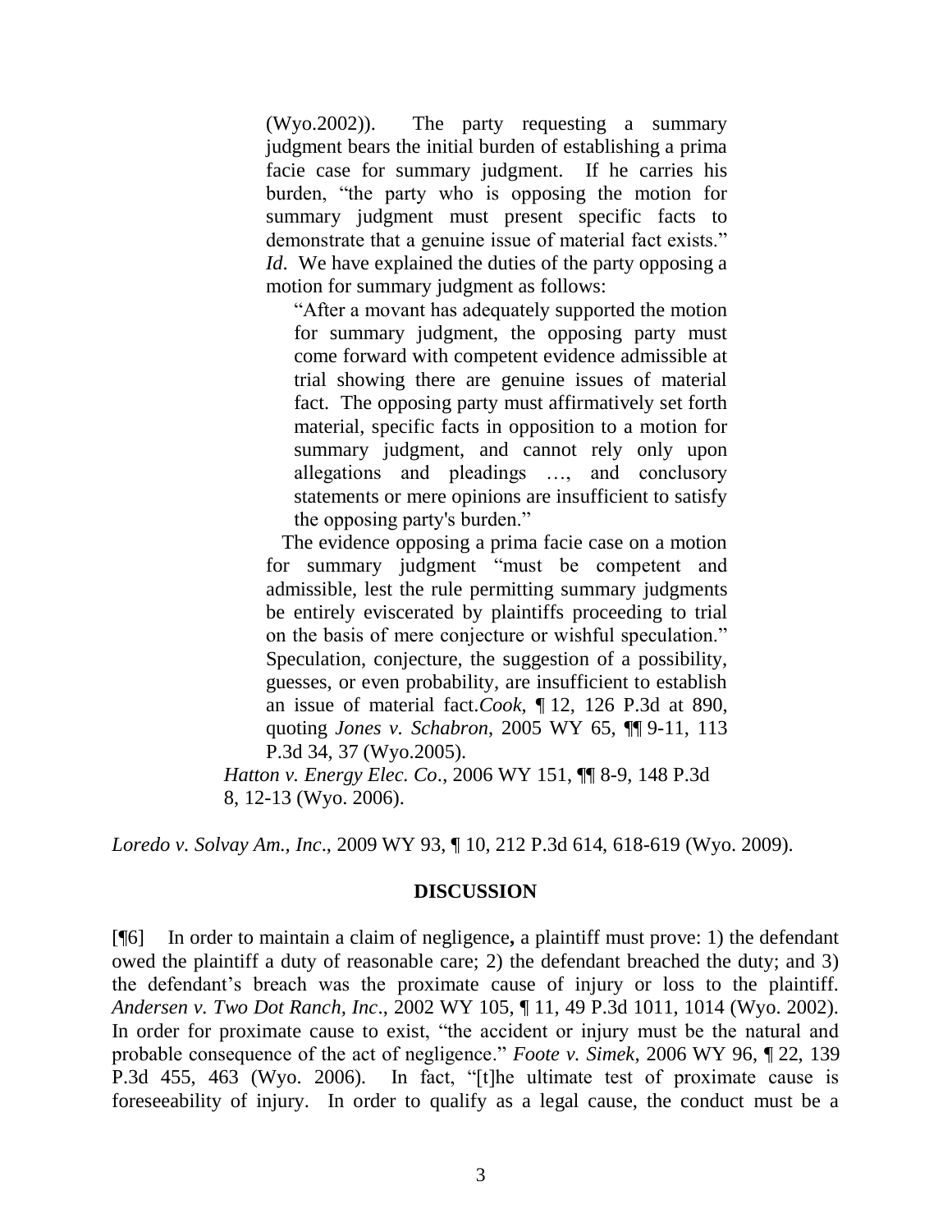> (Wyo.2002)). The party requesting a summary judgment bears the initial burden of establishing a prima facie case for summary judgment. If he carries his burden, "the party who is opposing the motion for summary judgment must present specific facts to demonstrate that a genuine issue of material fact exists." *Id*. We have explained the duties of the party opposing a motion for summary judgment as follows:
>
> > "After a movant has adequately supported the motion for summary judgment, the opposing party must come forward with competent evidence admissible at trial showing there are genuine issues of material fact. The opposing party must affirmatively set forth material, specific facts in opposition to a motion for summary judgment, and cannot rely only upon allegations and pleadings …, and conclusory statements or mere opinions are insufficient to satisfy the opposing party's burden."
>
> The evidence opposing a prima facie case on a motion for summary judgment "must be competent and admissible, lest the rule permitting summary judgments be entirely eviscerated by plaintiffs proceeding to trial on the basis of mere conjecture or wishful speculation." Speculation, conjecture, the suggestion of a possibility, guesses, or even probability, are insufficient to establish an issue of material fact. *Cook*, ¶ 12, 126 P.3d at 890, quoting *Jones v. Schabron*, 2005 WY 65, ¶¶ 9-11, 113 P.3d 34, 37 (Wyo.2005).
>
> *Hatton v. Energy Elec. Co*., 2006 WY 151, ¶¶ 8-9, 148 P.3d 8, 12-13 (Wyo. 2006).

*Loredo v. Solvay Am., Inc*., 2009 WY 93, ¶ 10, 212 P.3d 614, 618-619 (Wyo. 2009).

## DISCUSSION

[¶6] In order to maintain a claim of negligence**,** a plaintiff must prove: 1) the defendant owed the plaintiff a duty of reasonable care; 2) the defendant breached the duty; and 3) the defendant's breach was the proximate cause of injury or loss to the plaintiff. *Andersen v. Two Dot Ranch, Inc*., 2002 WY 105, ¶ 11, 49 P.3d 1011, 1014 (Wyo. 2002). In order for proximate cause to exist, "the accident or injury must be the natural and probable consequence of the act of negligence." *Foote v. Simek*, 2006 WY 96, ¶ 22, 139 P.3d 455, 463 (Wyo. 2006). In fact, "[t]he ultimate test of proximate cause is foreseeability of injury. In order to qualify as a legal cause, the conduct must be a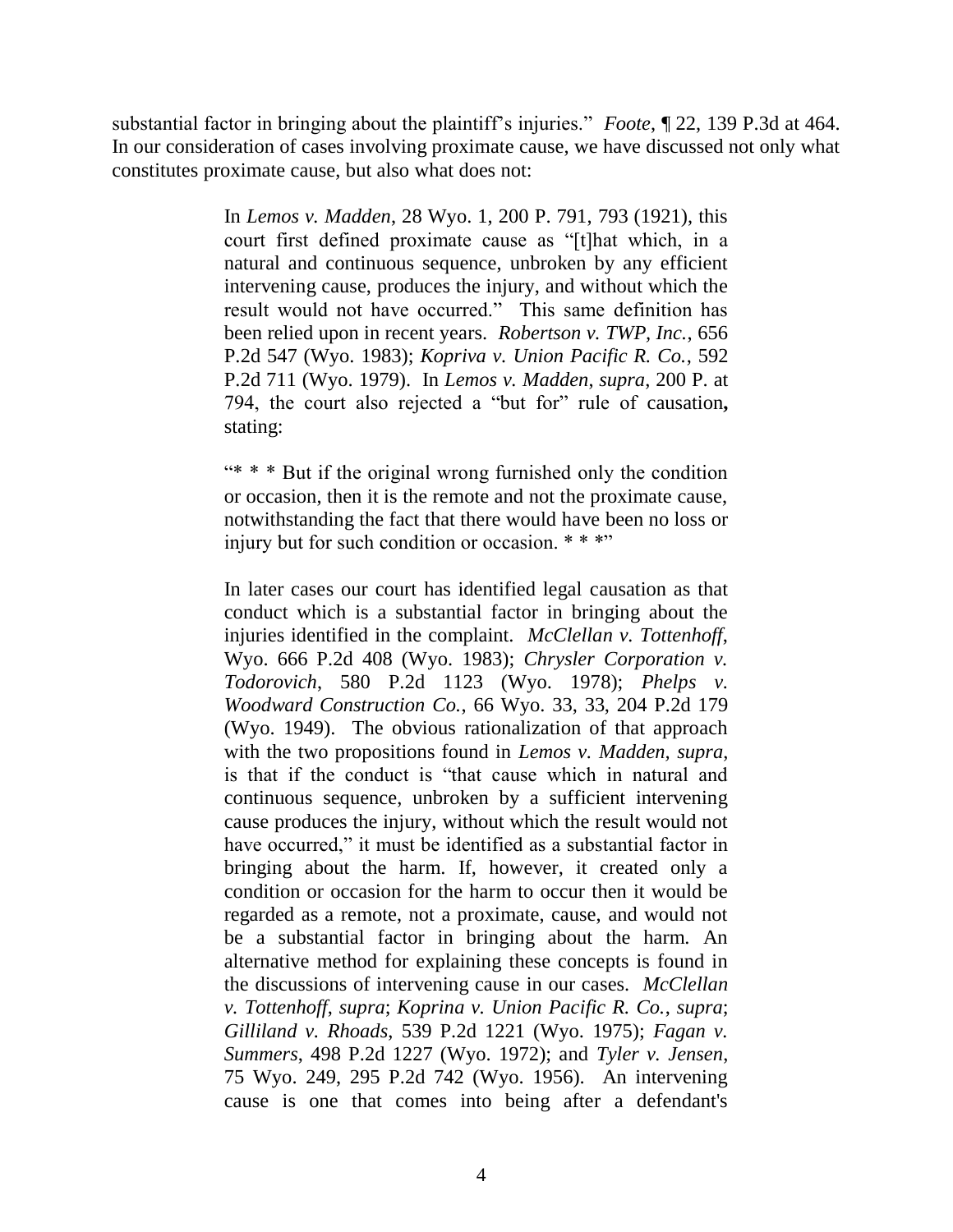substantial factor in bringing about the plaintiff's injuries." *Foote*, ¶ 22, 139 P.3d at 464. In our consideration of cases involving proximate cause, we have discussed not only what constitutes proximate cause, but also what does not:

> In *Lemos v. Madden*, 28 Wyo. 1, 200 P. 791, 793 (1921), this court first defined proximate cause as "[t]hat which, in a natural and continuous sequence, unbroken by any efficient intervening cause, produces the injury, and without which the result would not have occurred." This same definition has been relied upon in recent years. *Robertson v. TWP, Inc.*, 656 P.2d 547 (Wyo. 1983); *Kopriva v. Union Pacific R. Co.*, 592 P.2d 711 (Wyo. 1979). In *Lemos v. Madden*, *supra*, 200 P. at 794, the court also rejected a "but for" rule of causation**,** stating:
>
> "* * * But if the original wrong furnished only the condition or occasion, then it is the remote and not the proximate cause, notwithstanding the fact that there would have been no loss or injury but for such condition or occasion. * * *"
>
> In later cases our court has identified legal causation as that conduct which is a substantial factor in bringing about the injuries identified in the complaint. *McClellan v. Tottenhoff*, Wyo. 666 P.2d 408 (Wyo. 1983); *Chrysler Corporation v. Todorovich*, 580 P.2d 1123 (Wyo. 1978); *Phelps v. Woodward Construction Co.*, 66 Wyo. 33, 33, 204 P.2d 179 (Wyo. 1949). The obvious rationalization of that approach with the two propositions found in *Lemos v. Madden*, *supra*, is that if the conduct is "that cause which in natural and continuous sequence, unbroken by a sufficient intervening cause produces the injury, without which the result would not have occurred," it must be identified as a substantial factor in bringing about the harm. If, however, it created only a condition or occasion for the harm to occur then it would be regarded as a remote, not a proximate, cause, and would not be a substantial factor in bringing about the harm. An alternative method for explaining these concepts is found in the discussions of intervening cause in our cases. *McClellan v. Tottenhoff*, *supra*; *Koprina v. Union Pacific R. Co.*, *supra*; *Gilliland v. Rhoads*, 539 P.2d 1221 (Wyo. 1975); *Fagan v. Summers*, 498 P.2d 1227 (Wyo. 1972); and *Tyler v. Jensen*, 75 Wyo. 249, 295 P.2d 742 (Wyo. 1956). An intervening cause is one that comes into being after a defendant's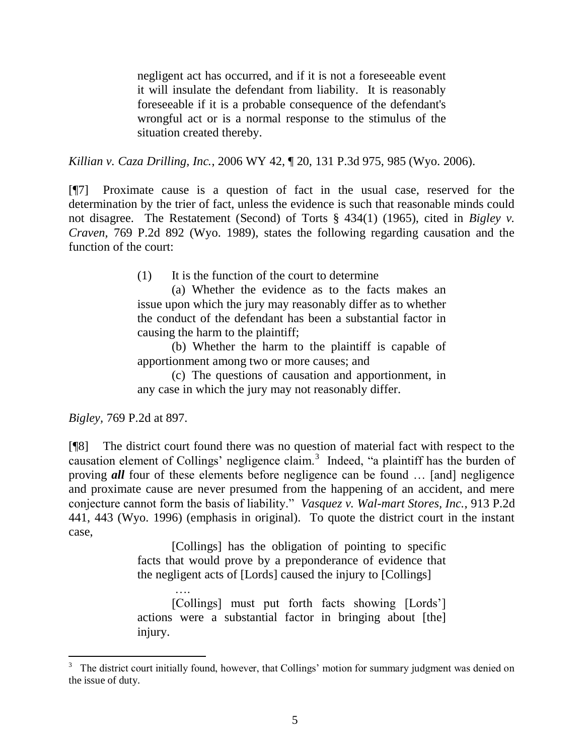> negligent act has occurred, and if it is not a foreseeable event it will insulate the defendant from liability. It is reasonably foreseeable if it is a probable consequence of the defendant's wrongful act or is a normal response to the stimulus of the situation created thereby.

*Killian v. Caza Drilling, Inc.*, 2006 WY 42, ¶ 20, 131 P.3d 975, 985 (Wyo. 2006).

[¶7] Proximate cause is a question of fact in the usual case, reserved for the determination by the trier of fact, unless the evidence is such that reasonable minds could not disagree. The Restatement (Second) of Torts § 434(1) (1965), cited in *Bigley v. Craven*, 769 P.2d 892 (Wyo. 1989), states the following regarding causation and the function of the court:

> (1) It is the function of the court to determine
>
> (a) Whether the evidence as to the facts makes an issue upon which the jury may reasonably differ as to whether the conduct of the defendant has been a substantial factor in causing the harm to the plaintiff;
>
> (b) Whether the harm to the plaintiff is capable of apportionment among two or more causes; and
>
> (c) The questions of causation and apportionment, in any case in which the jury may not reasonably differ.

*Bigley*, 769 P.2d at 897.

[¶8] The district court found there was no question of material fact with respect to the causation element of Collings' negligence claim.[3] Indeed, "a plaintiff has the burden of proving ***all*** four of these elements before negligence can be found … [and] negligence and proximate cause are never presumed from the happening of an accident, and mere conjecture cannot form the basis of liability." *Vasquez v. Wal-mart Stores, Inc.*, 913 P.2d 441, 443 (Wyo. 1996) (emphasis in original). To quote the district court in the instant case,

> [Collings] has the obligation of pointing to specific facts that would prove by a preponderance of evidence that the negligent acts of [Lords] caused the injury to [Collings]
>
> ….
>
> [Collings] must put forth facts showing [Lords'] actions were a substantial factor in bringing about [the] injury.

---

[3] The district court initially found, however, that Collings' motion for summary judgment was denied on the issue of duty.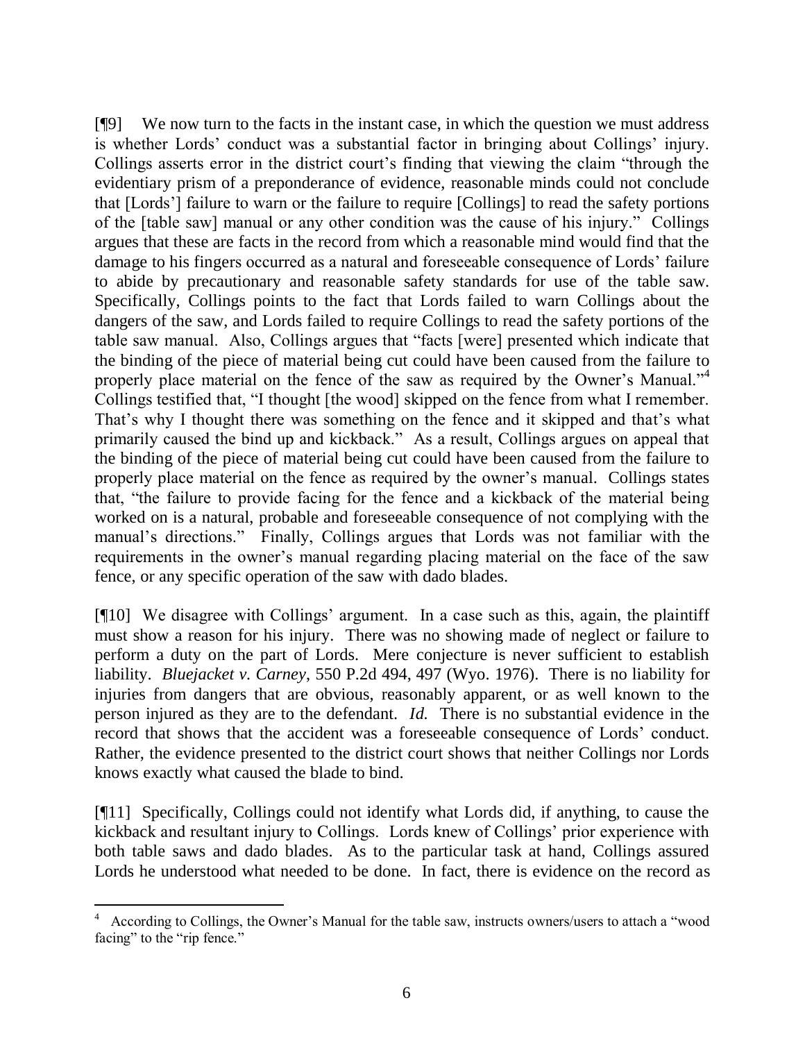[¶9] We now turn to the facts in the instant case, in which the question we must address is whether Lords' conduct was a substantial factor in bringing about Collings' injury. Collings asserts error in the district court's finding that viewing the claim "through the evidentiary prism of a preponderance of evidence, reasonable minds could not conclude that [Lords'] failure to warn or the failure to require [Collings] to read the safety portions of the [table saw] manual or any other condition was the cause of his injury." Collings argues that these are facts in the record from which a reasonable mind would find that the damage to his fingers occurred as a natural and foreseeable consequence of Lords' failure to abide by precautionary and reasonable safety standards for use of the table saw. Specifically, Collings points to the fact that Lords failed to warn Collings about the dangers of the saw, and Lords failed to require Collings to read the safety portions of the table saw manual. Also, Collings argues that "facts [were] presented which indicate that the binding of the piece of material being cut could have been caused from the failure to properly place material on the fence of the saw as required by the Owner's Manual."[4] Collings testified that, "I thought [the wood] skipped on the fence from what I remember. That's why I thought there was something on the fence and it skipped and that's what primarily caused the bind up and kickback." As a result, Collings argues on appeal that the binding of the piece of material being cut could have been caused from the failure to properly place material on the fence as required by the owner's manual. Collings states that, "the failure to provide facing for the fence and a kickback of the material being worked on is a natural, probable and foreseeable consequence of not complying with the manual's directions." Finally, Collings argues that Lords was not familiar with the requirements in the owner's manual regarding placing material on the face of the saw fence, or any specific operation of the saw with dado blades.

[¶10] We disagree with Collings' argument. In a case such as this, again, the plaintiff must show a reason for his injury. There was no showing made of neglect or failure to perform a duty on the part of Lords. Mere conjecture is never sufficient to establish liability. *Bluejacket v. Carney*, 550 P.2d 494, 497 (Wyo. 1976). There is no liability for injuries from dangers that are obvious, reasonably apparent, or as well known to the person injured as they are to the defendant. *Id.* There is no substantial evidence in the record that shows that the accident was a foreseeable consequence of Lords' conduct. Rather, the evidence presented to the district court shows that neither Collings nor Lords knows exactly what caused the blade to bind.

[¶11] Specifically, Collings could not identify what Lords did, if anything, to cause the kickback and resultant injury to Collings. Lords knew of Collings' prior experience with both table saws and dado blades. As to the particular task at hand, Collings assured Lords he understood what needed to be done. In fact, there is evidence on the record as

---

[4] According to Collings, the Owner's Manual for the table saw, instructs owners/users to attach a "wood facing" to the "rip fence."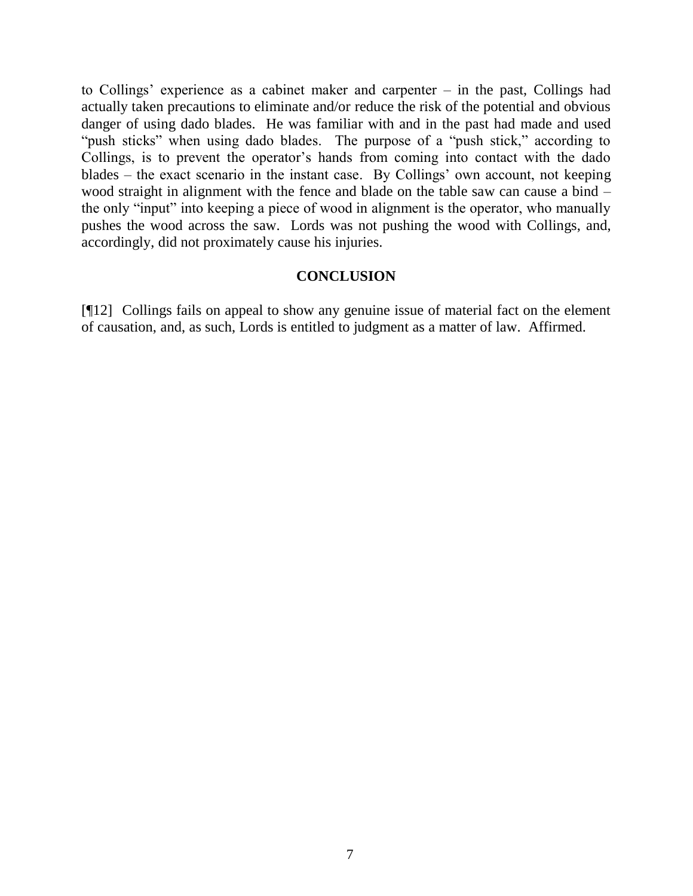to Collings' experience as a cabinet maker and carpenter – in the past, Collings had actually taken precautions to eliminate and/or reduce the risk of the potential and obvious danger of using dado blades. He was familiar with and in the past had made and used "push sticks" when using dado blades. The purpose of a "push stick," according to Collings, is to prevent the operator's hands from coming into contact with the dado blades – the exact scenario in the instant case. By Collings' own account, not keeping wood straight in alignment with the fence and blade on the table saw can cause a bind – the only "input" into keeping a piece of wood in alignment is the operator, who manually pushes the wood across the saw. Lords was not pushing the wood with Collings, and, accordingly, did not proximately cause his injuries.

## CONCLUSION

[¶12] Collings fails on appeal to show any genuine issue of material fact on the element of causation, and, as such, Lords is entitled to judgment as a matter of law. Affirmed.